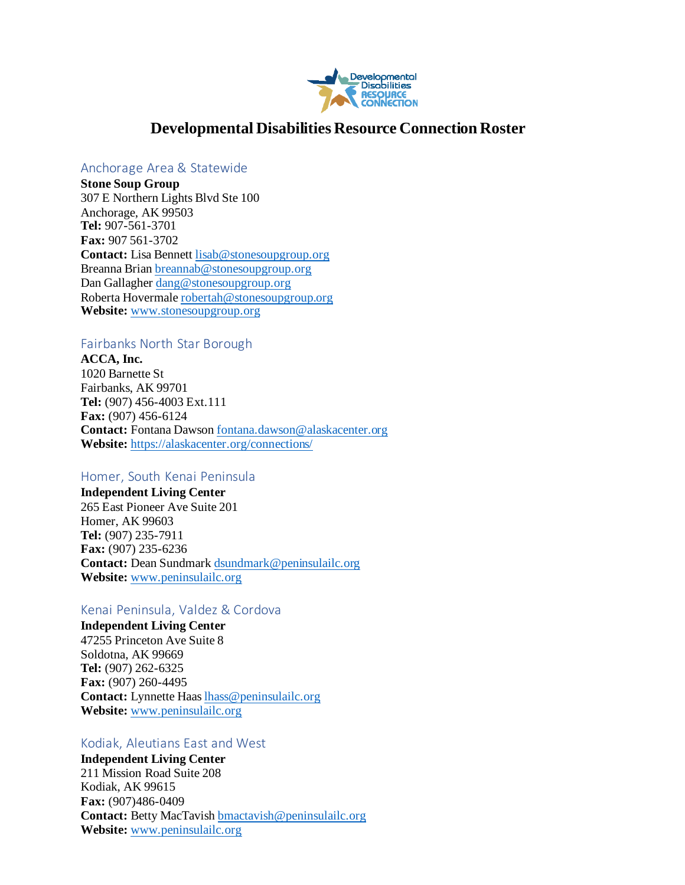# Developmental Disabilities Resource Connection Roster

## Anchorage Area & Statewide

**Stone Soup Group**
307 E Northern Lights Blvd Ste 100
Anchorage, AK 99503
**Tel:** 907-561-3701
**Fax:** 907 561-3702
**Contact:** Lisa Bennett lisab@stonesoupgroup.org
Breanna Brian breannab@stonesoupgroup.org
Dan Gallagher dang@stonesoupgroup.org
Roberta Hovermale robertah@stonesoupgroup.org
**Website:** www.stonesoupgroup.org

## Fairbanks North Star Borough

**ACCA, Inc.**
1020 Barnette St
Fairbanks, AK 99701
**Tel:** (907) 456-4003 Ext.111
**Fax:** (907) 456-6124
**Contact:** Fontana Dawson fontana.dawson@alaskacenter.org
**Website:** https://alaskacenter.org/connections/

## Homer, South Kenai Peninsula

**Independent Living Center**
265 East Pioneer Ave Suite 201
Homer, AK 99603
**Tel:** (907) 235-7911
**Fax:** (907) 235-6236
**Contact:** Dean Sundmark dsundmark@peninsulailc.org
**Website:** www.peninsulailc.org

## Kenai Peninsula, Valdez & Cordova

**Independent Living Center**
47255 Princeton Ave Suite 8
Soldotna, AK 99669
**Tel:** (907) 262-6325
**Fax:** (907) 260-4495
**Contact:** Lynnette Haas lhass@peninsulailc.org
**Website:** www.peninsulailc.org

## Kodiak, Aleutians East and West

**Independent Living Center**
211 Mission Road Suite 208
Kodiak, AK 99615
**Fax:** (907)486-0409
**Contact:** Betty MacTavish bmactavish@peninsulailc.org
**Website:** www.peninsulailc.org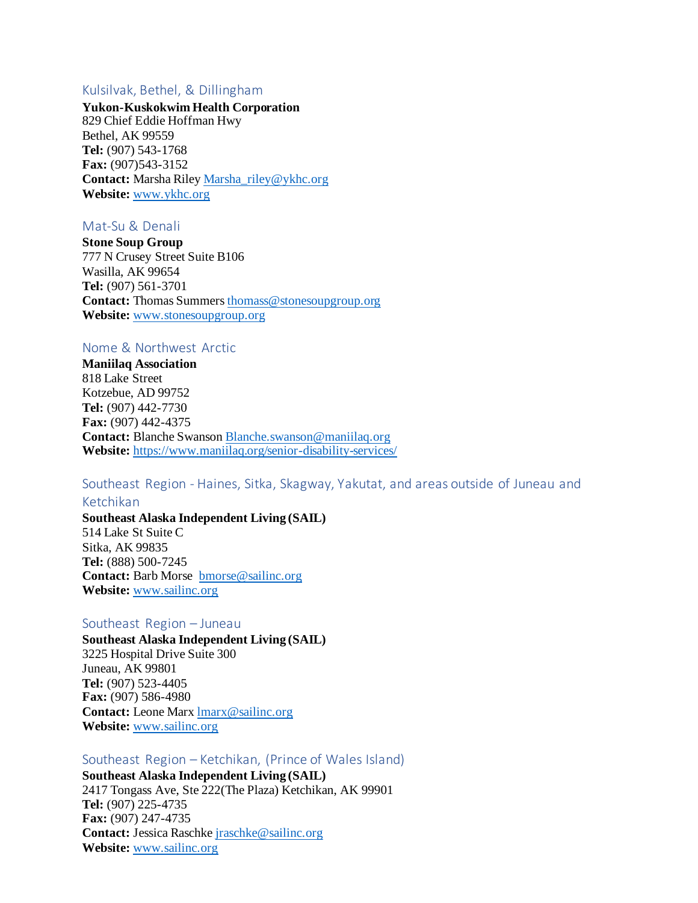## Kulsilvak, Bethel, & Dillingham

**Yukon-Kuskokwim Health Corporation**
829 Chief Eddie Hoffman Hwy
Bethel, AK 99559
**Tel:** (907) 543-1768
**Fax:** (907)543-3152
**Contact:** Marsha Riley Marsha_riley@ykhc.org
**Website:** www.ykhc.org

## Mat-Su & Denali

**Stone Soup Group**
777 N Crusey Street Suite B106
Wasilla, AK 99654
**Tel:** (907) 561-3701
**Contact:** Thomas Summers thomass@stonesoupgroup.org
**Website:** www.stonesoupgroup.org

## Nome & Northwest Arctic

**Maniilaq Association**
818 Lake Street
Kotzebue, AD 99752
**Tel:** (907) 442-7730
**Fax:** (907) 442-4375
**Contact:** Blanche Swanson Blanche.swanson@maniilaq.org
**Website:** https://www.maniilaq.org/senior-disability-services/

## Southeast Region - Haines, Sitka, Skagway, Yakutat, and areas outside of Juneau and Ketchikan

**Southeast Alaska Independent Living (SAIL)**
514 Lake St Suite C
Sitka, AK 99835
**Tel:** (888) 500-7245
**Contact:** Barb Morse bmorse@sailinc.org
**Website:** www.sailinc.org

## Southeast Region – Juneau

**Southeast Alaska Independent Living (SAIL)**
3225 Hospital Drive Suite 300
Juneau, AK 99801
**Tel:** (907) 523-4405
**Fax:** (907) 586-4980
**Contact:** Leone Marx lmarx@sailinc.org
**Website:** www.sailinc.org

## Southeast Region – Ketchikan, (Prince of Wales Island)

**Southeast Alaska Independent Living (SAIL)**
2417 Tongass Ave, Ste 222(The Plaza) Ketchikan, AK 99901
**Tel:** (907) 225-4735
**Fax:** (907) 247-4735
**Contact:** Jessica Raschke jraschke@sailinc.org
**Website:** www.sailinc.org